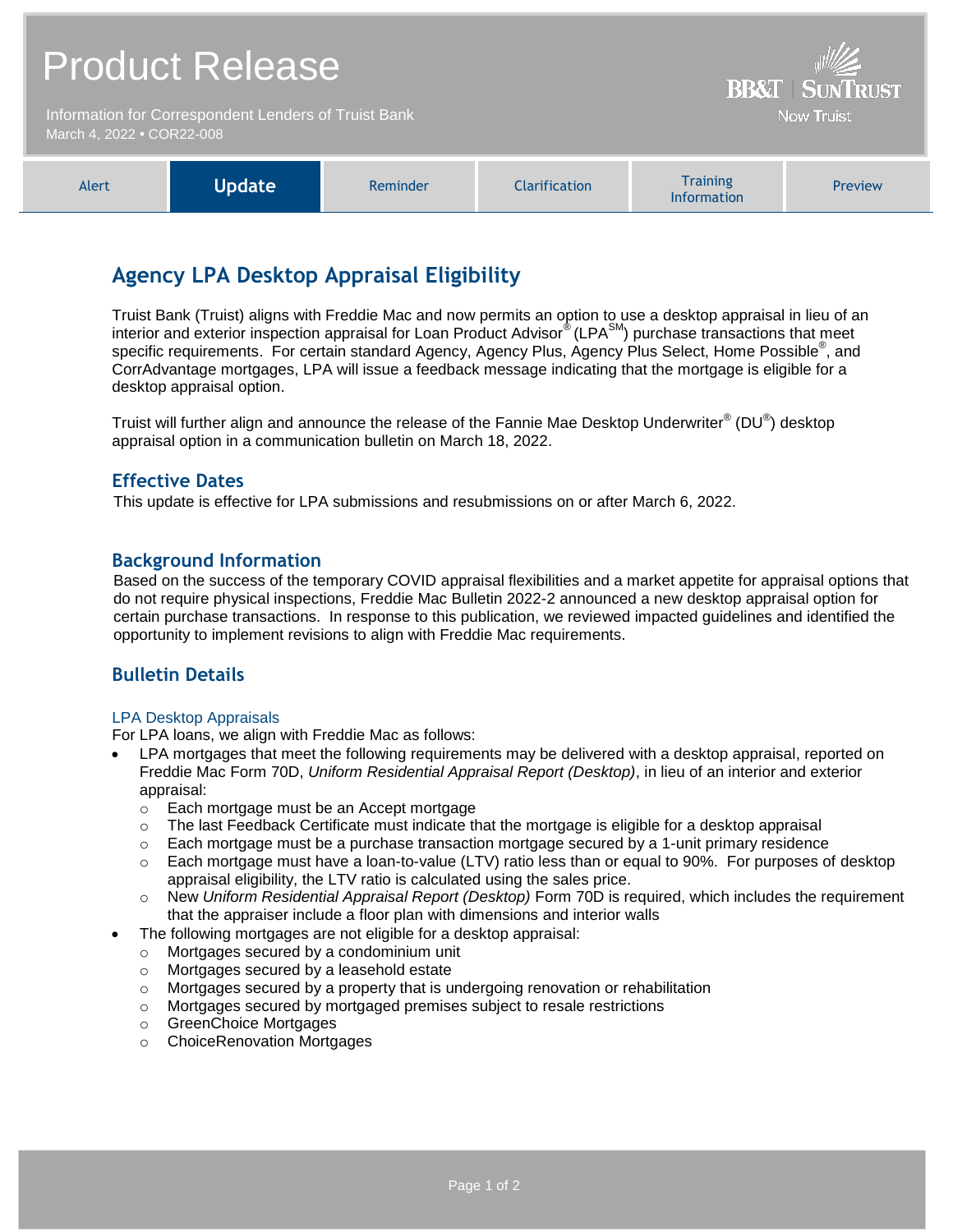# Product Release

Information for Correspondent Lenders of Truist Bank
March 4, 2022 • COR22-008

BB&T | SUNTRUST
Now Truist

| Alert | **Update** | Reminder | Clarification | Training Information | Preview |
|---|---|---|---|---|---|

## Agency LPA Desktop Appraisal Eligibility

Truist Bank (Truist) aligns with Freddie Mac and now permits an option to use a desktop appraisal in lieu of an interior and exterior inspection appraisal for Loan Product Advisor® (LPA[SM]) purchase transactions that meet specific requirements. For certain standard Agency, Agency Plus, Agency Plus Select, Home Possible®, and CorrAdvantage mortgages, LPA will issue a feedback message indicating that the mortgage is eligible for a desktop appraisal option.

Truist will further align and announce the release of the Fannie Mae Desktop Underwriter® (DU®) desktop appraisal option in a communication bulletin on March 18, 2022.

### Effective Dates

This update is effective for LPA submissions and resubmissions on or after March 6, 2022.

### Background Information

Based on the success of the temporary COVID appraisal flexibilities and a market appetite for appraisal options that do not require physical inspections, Freddie Mac Bulletin 2022-2 announced a new desktop appraisal option for certain purchase transactions. In response to this publication, we reviewed impacted guidelines and identified the opportunity to implement revisions to align with Freddie Mac requirements.

### Bulletin Details

#### LPA Desktop Appraisals

For LPA loans, we align with Freddie Mac as follows:

- LPA mortgages that meet the following requirements may be delivered with a desktop appraisal, reported on Freddie Mac Form 70D, *Uniform Residential Appraisal Report (Desktop)*, in lieu of an interior and exterior appraisal:
  - Each mortgage must be an Accept mortgage
  - The last Feedback Certificate must indicate that the mortgage is eligible for a desktop appraisal
  - Each mortgage must be a purchase transaction mortgage secured by a 1-unit primary residence
  - Each mortgage must have a loan-to-value (LTV) ratio less than or equal to 90%. For purposes of desktop appraisal eligibility, the LTV ratio is calculated using the sales price.
  - New *Uniform Residential Appraisal Report (Desktop)* Form 70D is required, which includes the requirement that the appraiser include a floor plan with dimensions and interior walls
- The following mortgages are not eligible for a desktop appraisal:
  - Mortgages secured by a condominium unit
  - Mortgages secured by a leasehold estate
  - Mortgages secured by a property that is undergoing renovation or rehabilitation
  - Mortgages secured by mortgaged premises subject to resale restrictions
  - GreenChoice Mortgages
  - ChoiceRenovation Mortgages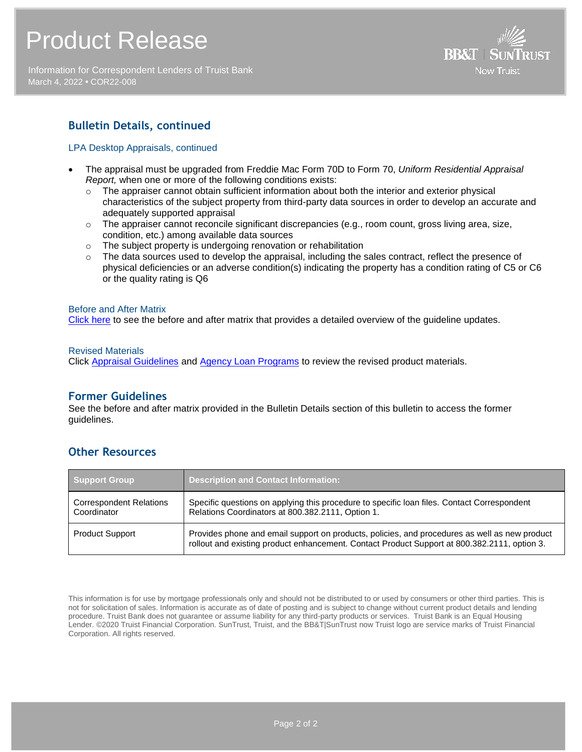## Bulletin Details, continued

### LPA Desktop Appraisals, continued

- The appraisal must be upgraded from Freddie Mac Form 70D to Form 70, *Uniform Residential Appraisal Report,* when one or more of the following conditions exists:
  - The appraiser cannot obtain sufficient information about both the interior and exterior physical characteristics of the subject property from third-party data sources in order to develop an accurate and adequately supported appraisal
  - The appraiser cannot reconcile significant discrepancies (e.g., room count, gross living area, size, condition, etc.) among available data sources
  - The subject property is undergoing renovation or rehabilitation
  - The data sources used to develop the appraisal, including the sales contract, reflect the presence of physical deficiencies or an adverse condition(s) indicating the property has a condition rating of C5 or C6 or the quality rating is Q6

### Before and After Matrix

Click here to see the before and after matrix that provides a detailed overview of the guideline updates.

### Revised Materials

Click Appraisal Guidelines and Agency Loan Programs to review the revised product materials.

## Former Guidelines

See the before and after matrix provided in the Bulletin Details section of this bulletin to access the former guidelines.

## Other Resources

| Support Group | Description and Contact Information: |
|---|---|
| Correspondent Relations Coordinator | Specific questions on applying this procedure to specific loan files. Contact Correspondent Relations Coordinators at 800.382.2111, Option 1. |
| Product Support | Provides phone and email support on products, policies, and procedures as well as new product rollout and existing product enhancement. Contact Product Support at 800.382.2111, option 3. |

This information is for use by mortgage professionals only and should not be distributed to or used by consumers or other third parties. This is not for solicitation of sales. Information is accurate as of date of posting and is subject to change without current product details and lending procedure. Truist Bank does not guarantee or assume liability for any third-party products or services. Truist Bank is an Equal Housing Lender. ©2020 Truist Financial Corporation. SunTrust, Truist, and the BB&T|SunTrust now Truist logo are service marks of Truist Financial Corporation. All rights reserved.